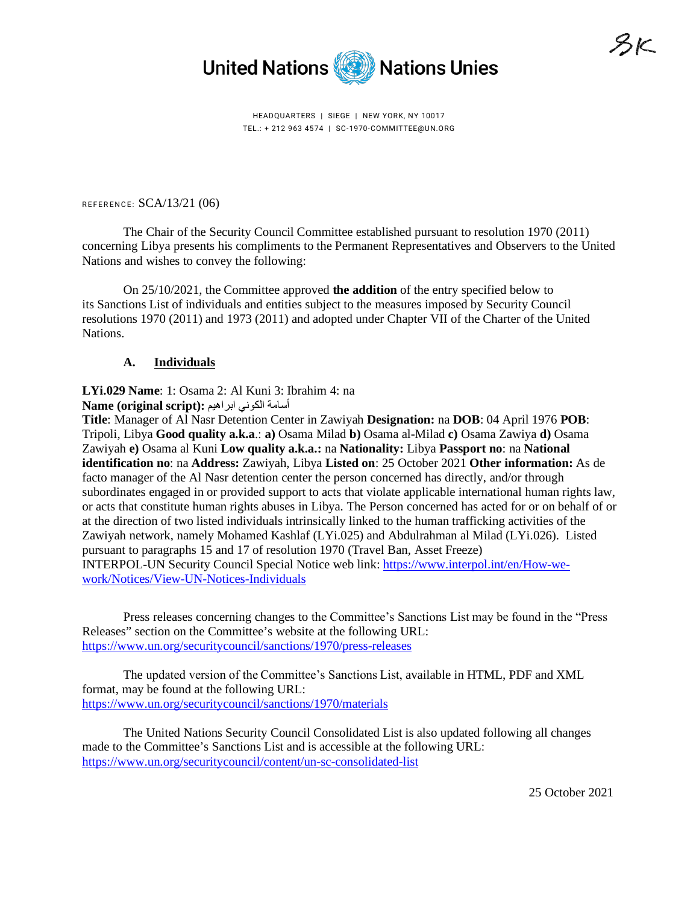United Nations Nations Unies

HEADQUARTERS | SIEGE | NEW YORK, NY 10017
TEL.: + 212 963 4574 | SC-1970-COMMITTEE@UN.ORG

REFERENCE: SCA/13/21 (06)

The Chair of the Security Council Committee established pursuant to resolution 1970 (2011) concerning Libya presents his compliments to the Permanent Representatives and Observers to the United Nations and wishes to convey the following:

On 25/10/2021, the Committee approved **the addition** of the entry specified below to its Sanctions List of individuals and entities subject to the measures imposed by Security Council resolutions 1970 (2011) and 1973 (2011) and adopted under Chapter VII of the Charter of the United Nations.

### A. Individuals

**LYi.029 Name**: 1: Osama 2: Al Kuni 3: Ibrahim 4: na
**Name (original script):** أسامة الكوني ابراهيم
**Title**: Manager of Al Nasr Detention Center in Zawiyah **Designation:** na **DOB**: 04 April 1976 **POB**: Tripoli, Libya **Good quality a.k.a**.: **a)** Osama Milad **b)** Osama al-Milad **c)** Osama Zawiya **d)** Osama Zawiyah **e)** Osama al Kuni **Low quality a.k.a.:** na **Nationality:** Libya **Passport no**: na **National identification no**: na **Address:** Zawiyah, Libya **Listed on**: 25 October 2021 **Other information:** As de facto manager of the Al Nasr detention center the person concerned has directly, and/or through subordinates engaged in or provided support to acts that violate applicable international human rights law, or acts that constitute human rights abuses in Libya. The Person concerned has acted for or on behalf of or at the direction of two listed individuals intrinsically linked to the human trafficking activities of the Zawiyah network, namely Mohamed Kashlaf (LYi.025) and Abdulrahman al Milad (LYi.026). Listed pursuant to paragraphs 15 and 17 of resolution 1970 (Travel Ban, Asset Freeze)
INTERPOL-UN Security Council Special Notice web link: https://www.interpol.int/en/How-we-work/Notices/View-UN-Notices-Individuals

Press releases concerning changes to the Committee's Sanctions List may be found in the "Press Releases" section on the Committee's website at the following URL: https://www.un.org/securitycouncil/sanctions/1970/press-releases

The updated version of the Committee's Sanctions List, available in HTML, PDF and XML format, may be found at the following URL: https://www.un.org/securitycouncil/sanctions/1970/materials

The United Nations Security Council Consolidated List is also updated following all changes made to the Committee's Sanctions List and is accessible at the following URL: https://www.un.org/securitycouncil/content/un-sc-consolidated-list

25 October 2021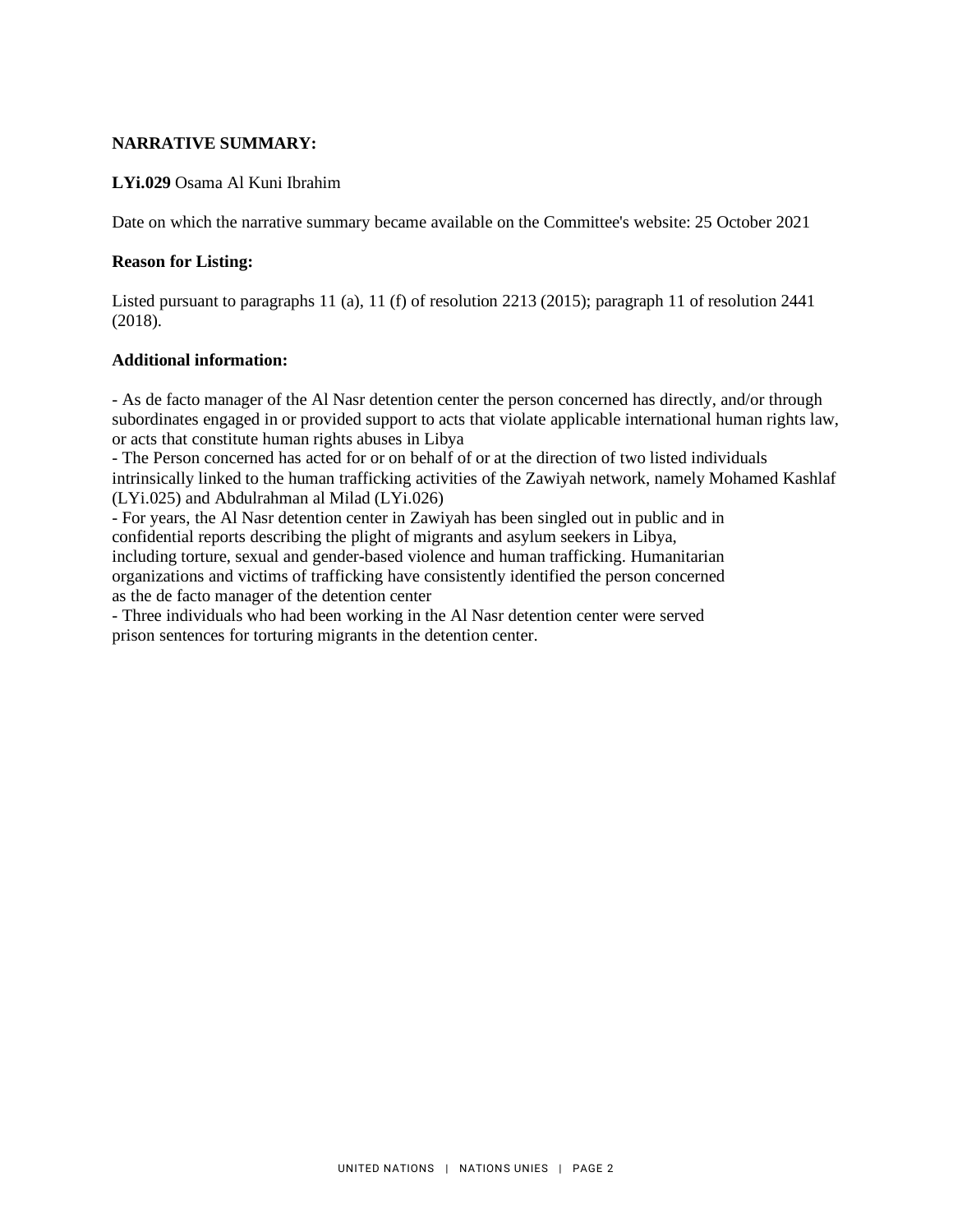**NARRATIVE SUMMARY:**

**LYi.029** Osama Al Kuni Ibrahim

Date on which the narrative summary became available on the Committee's website: 25 October 2021

**Reason for Listing:**

Listed pursuant to paragraphs 11 (a), 11 (f) of resolution 2213 (2015); paragraph 11 of resolution 2441 (2018).

**Additional information:**

- As de facto manager of the Al Nasr detention center the person concerned has directly, and/or through subordinates engaged in or provided support to acts that violate applicable international human rights law, or acts that constitute human rights abuses in Libya
- The Person concerned has acted for or on behalf of or at the direction of two listed individuals intrinsically linked to the human trafficking activities of the Zawiyah network, namely Mohamed Kashlaf (LYi.025) and Abdulrahman al Milad (LYi.026)
- For years, the Al Nasr detention center in Zawiyah has been singled out in public and in confidential reports describing the plight of migrants and asylum seekers in Libya, including torture, sexual and gender-based violence and human trafficking. Humanitarian organizations and victims of trafficking have consistently identified the person concerned as the de facto manager of the detention center
- Three individuals who had been working in the Al Nasr detention center were served prison sentences for torturing migrants in the detention center.